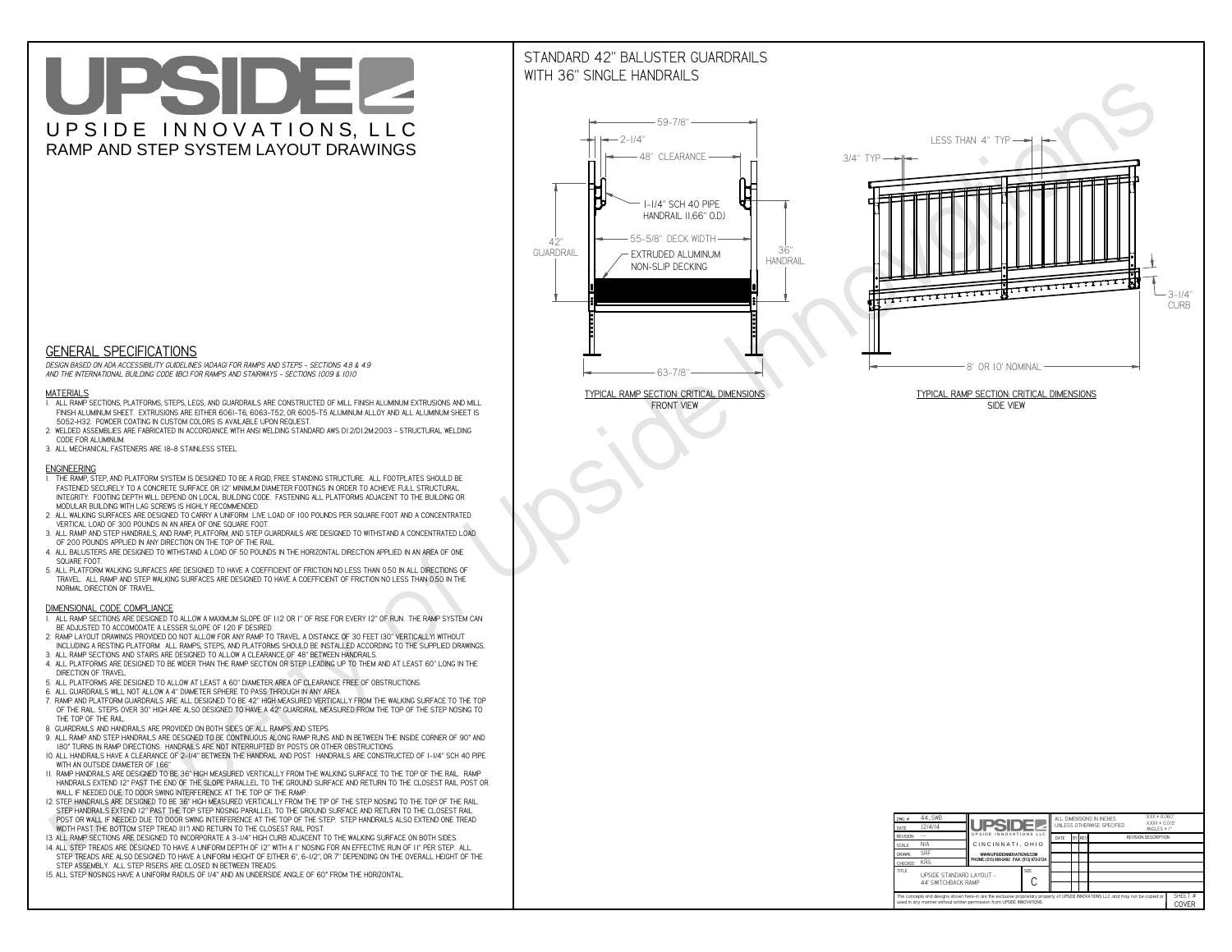# UPSIDE

UPSIDE INNOVATIONS, LLC

RAMP AND STEP SYSTEM LAYOUT DRAWINGS

STANDARD 42" BALUSTER GUARDRAILS WITH 36" SINGLE HANDRAILS

59-7/8"
2-1/4"
48" CLEARANCE
1-1/4" SCH 40 PIPE HANDRAIL (1.66" O.D.)
42" GUARDRAIL
55-5/8" DECK WIDTH
EXTRUDED ALUMINUM NON-SLIP DECKING
36" HANDRAIL
63-7/8"

TYPICAL RAMP SECTION: CRITICAL DIMENSIONS
FRONT VIEW

LESS THAN 4" TYP
3/4" TYP
3-1/4" CURB
8' OR 10' NOMINAL

TYPICAL RAMP SECTION: CRITICAL DIMENSIONS
SIDE VIEW

## GENERAL SPECIFICATIONS

*DESIGN BASED ON ADA ACCESSIBILITY GUIDELINES (ADAAG) FOR RAMPS AND STEPS - SECTIONS 4.8 & 4.9 AND THE INTERNATIONAL BUILDING CODE (IBC) FOR RAMPS AND STAIRWAYS - SECTIONS 1009 & 1010*

### MATERIALS

1. ALL RAMP SECTIONS, PLATFORMS, STEPS, LEGS, AND GUARDRAILS ARE CONSTRUCTED OF MILL FINISH ALUMINUM EXTRUSIONS AND MILL FINISH ALUMINUM SHEET. EXTRUSIONS ARE EITHER 6061-T6, 6063-T52, OR 6005-T5 ALUMINUM ALLOY AND ALL ALUMINUM SHEET IS 5052-H32. POWDER COATING IN CUSTOM COLORS IS AVAILABLE UPON REQUEST.
2. WELDED ASSEMBLIES ARE FABRICATED IN ACCORDANCE WITH ANSI WELDING STANDARD AWS D1.2/D1.2M:2003 - STRUCTURAL WELDING CODE FOR ALUMINUM.
3. ALL MECHANICAL FASTENERS ARE 18-8 STAINLESS STEEL.

### ENGINEERING

1. THE RAMP, STEP, AND PLATFORM SYSTEM IS DESIGNED TO BE A RIGID, FREE STANDING STRUCTURE. ALL FOOTPLATES SHOULD BE FASTENED SECURELY TO A CONCRETE SURFACE OR 12" MINIMUM DIAMETER FOOTINGS IN ORDER TO ACHIEVE FULL STRUCTURAL INTEGRITY. FOOTING DEPTH WILL DEPEND ON LOCAL BUILDING CODE. FASTENING ALL PLATFORMS ADJACENT TO THE BUILDING OR MODULAR BUILDING WITH LAG SCREWS IS HIGHLY RECOMMENDED.
2. ALL WALKING SURFACES ARE DESIGNED TO CARRY A UNIFORM LIVE LOAD OF 100 POUNDS PER SQUARE FOOT AND A CONCENTRATED VERTICAL LOAD OF 300 POUNDS IN AN AREA OF ONE SQUARE FOOT.
3. ALL RAMP AND STEP HANDRAILS, AND RAMP, PLATFORM, AND STEP GUARDRAILS ARE DESIGNED TO WITHSTAND A CONCENTRATED LOAD OF 200 POUNDS APPLIED IN ANY DIRECTION ON THE TOP OF THE RAIL.
4. ALL BALUSTERS ARE DESIGNED TO WITHSTAND A LOAD OF 50 POUNDS IN THE HORIZONTAL DIRECTION APPLIED IN AN AREA OF ONE SQUARE FOOT.
5. ALL PLATFORM WALKING SURFACES ARE DESIGNED TO HAVE A COEFFICIENT OF FRICTION NO LESS THAN 0.50 IN ALL DIRECTIONS OF TRAVEL. ALL RAMP AND STEP WALKING SURFACES ARE DESIGNED TO HAVE A COEFFICIENT OF FRICTION NO LESS THAN 0.50 IN THE NORMAL DIRECTION OF TRAVEL.

### DIMENSIONAL CODE COMPLIANCE

1. ALL RAMP SECTIONS ARE DESIGNED TO ALLOW A MAXIMUM SLOPE OF 1:12 OR 1" OF RISE FOR EVERY 12" OF RUN. THE RAMP SYSTEM CAN BE ADJUSTED TO ACCOMODATE A LESSER SLOPE OF 1:20 IF DESIRED.
2. RAMP LAYOUT DRAWINGS PROVIDED DO NOT ALLOW FOR ANY RAMP TO TRAVEL A DISTANCE OF 30 FEET (30" VERTICALLY) WITHOUT INCLUDING A RESTING PLATFORM. ALL RAMPS, STEPS, AND PLATFORMS SHOULD BE INSTALLED ACCORDING TO THE SUPPLIED DRAWINGS.
3. ALL RAMP SECTIONS AND STAIRS ARE DESIGNED TO ALLOW A CLEARANCE OF 48" BETWEEN HANDRAILS.
4. ALL PLATFORMS ARE DESIGNED TO BE WIDER THAN THE RAMP SECTION OR STEP LEADING UP TO THEM AND AT LEAST 60" LONG IN THE DIRECTION OF TRAVEL.
5. ALL PLATFORMS ARE DESIGNED TO ALLOW AT LEAST A 60" DIAMETER AREA OF CLEARANCE FREE OF OBSTRUCTIONS.
6. ALL GUARDRAILS WILL NOT ALLOW A 4" DIAMETER SPHERE TO PASS THROUGH IN ANY AREA.
7. RAMP AND PLATFORM GUARDRAILS ARE ALL DESIGNED TO BE 42" HIGH MEASURED VERTICALLY FROM THE WALKING SURFACE TO THE TOP OF THE RAIL. STEPS OVER 30" HIGH ARE ALSO DESIGNED TO HAVE A 42" GUARDRAIL MEASURED FROM THE TOP OF THE STEP NOSING TO THE TOP OF THE RAIL.
8. GUARDRAILS AND HANDRAILS ARE PROVIDED ON BOTH SIDES OF ALL RAMPS AND STEPS.
9. ALL RAMP AND STEP HANDRAILS ARE DESIGNED TO BE CONTINUOUS ALONG RAMP RUNS AND IN BETWEEN THE INSIDE CORNER OF 90° AND 180° TURNS IN RAMP DIRECTIONS. HANDRAILS ARE NOT INTERRUPTED BY POSTS OR OTHER OBSTRUCTIONS.
10. ALL HANDRAILS HAVE A CLEARANCE OF 2-1/4" BETWEEN THE HANDRAIL AND POST. HANDRAILS ARE CONSTRUCTED OF 1-1/4" SCH 40 PIPE WITH AN OUTSIDE DIAMETER OF 1.66"
11. RAMP HANDRAILS ARE DESIGNED TO BE 36" HIGH MEASURED VERTICALLY FROM THE WALKING SURFACE TO THE TOP OF THE RAIL. RAMP HANDRAILS EXTEND 12" PAST THE END OF THE SLOPE PARALLEL TO THE GROUND SURFACE AND RETURN TO THE CLOSEST RAIL POST OR WALL IF NEEDED DUE TO DOOR SWING INTERFERENCE AT THE TOP OF THE RAMP.
12. STEP HANDRAILS ARE DESIGNED TO BE 36" HIGH MEASURED VERTICALLY FROM THE TIP OF THE STEP NOSING TO THE TOP OF THE RAIL. STEP HANDRAILS EXTEND 12" PAST THE TOP STEP NOSING PARALLEL TO THE GROUND SURFACE AND RETURN TO THE CLOSEST RAIL POST OR WALL IF NEEDED DUE TO DOOR SWING INTERFERENCE AT THE TOP OF THE STEP. STEP HANDRAILS ALSO EXTEND ONE TREAD WIDTH PAST THE BOTTOM STEP TREAD (11") AND RETURN TO THE CLOSEST RAIL POST.
13. ALL RAMP SECTIONS ARE DESIGNED TO INCORPORATE A 3-1/4" HIGH CURB ADJACENT TO THE WALKING SURFACE ON BOTH SIDES.
14. ALL STEP TREADS ARE DESIGNED TO HAVE A UNIFORM DEPTH OF 12" WITH A 1" NOSING FOR AN EFFECTIVE RUN OF 11" PER STEP. ALL STEP TREADS ARE ALSO DESIGNED TO HAVE A UNIFORM HEIGHT OF EITHER 6", 6-1/2", OR 7" DEPENDING ON THE OVERALL HEIGHT OF THE STEP ASSEMBLY. ALL STEP RISERS ARE CLOSED IN BETWEEN TREADS.
15. ALL STEP NOSINGS HAVE A UNIFORM RADIUS OF 1/4" AND AN UNDERSIDE ANGLE OF 60° FROM THE HORIZONTAL.

| | | | |
|---|---|---|---|
| DWG # | 44_SWB | UPSIDE INNOVATIONS LLC | ALL DIMENSIONS IN INCHES UNLESS OTHERWISE SPECIFIED; XXX = 0.060"; XXXX = 0.015"; ANGLES = 1° |
| DATE | 12/4/14 | CINCINNATI, OHIO | |
| REVISION | --- | WWW.UPSIDEINNOVATIONS.COM | DATE / BY / REV / REVISION DESCRIPTION |
| SCALE | N/A | PHONE: (513) 889-2492 FAX: (513) 672-2124 | |
| DRAWN | SRF | | |
| CHECKED | KRS | | |
| TITLE | UPSIDE STANDARD LAYOUT - 44' SWITCHBACK RAMP | SIZE: C | SHEET #: COVER |

The concepts and designs shown here-in are the exclusive proprietary property of UPSIDE INNOVATIONS LLC and may not be copied or used in any manner without written permission from UPSIDE INNOVATIONS.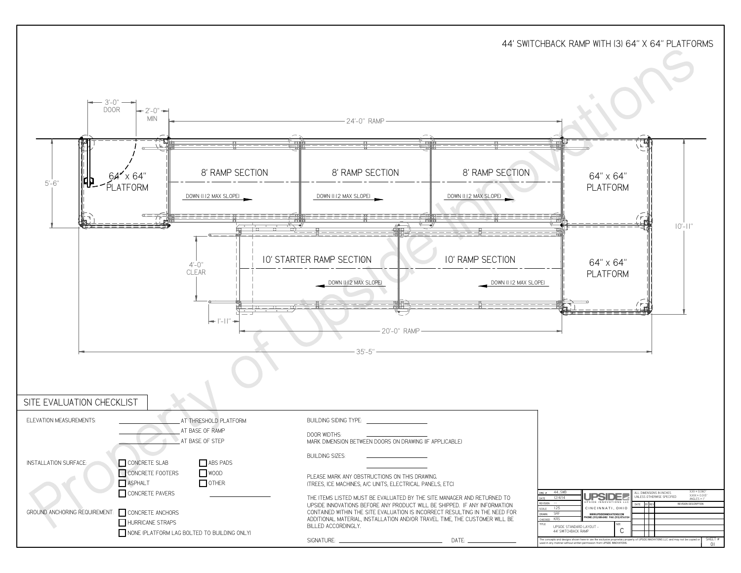# 44' SWITCHBACK RAMP WITH (3) 64" X 64" PLATFORMS

3'-0"
DOOR

2'-0"
MIN

24'-0" RAMP

5'-6"

64" x 64"
PLATFORM

8' RAMP SECTION
DOWN (1:12 MAX SLOPE)

8' RAMP SECTION
DOWN (1:12 MAX SLOPE)

8' RAMP SECTION
DOWN (1:12 MAX SLOPE)

64" x 64"
PLATFORM

10'-11"

4'-0"
CLEAR

10' STARTER RAMP SECTION
DOWN (1:12 MAX SLOPE)

10' RAMP SECTION
DOWN (1:12 MAX SLOPE)

64" x 64"
PLATFORM

1'-11"

20'-0" RAMP

35'-5"

## SITE EVALUATION CHECKLIST

ELEVATION MEASUREMENTS: ____________ AT THRESHOLD PLATFORM
____________ AT BASE OF RAMP
____________ AT BASE OF STEP

INSTALLATION SURFACE:
- ☐ CONCRETE SLAB
- ☐ CONCRETE FOOTERS
- ☐ ASPHALT
- ☐ CONCRETE PAVERS
- ☐ ABS PADS
- ☐ WOOD
- ☐ OTHER ____________

GROUND ANCHORING REQUIREMENT:
- ☐ CONCRETE ANCHORS
- ☐ HURRICANE STRAPS
- ☐ NONE (PLATFORM LAG BOLTED TO BUILDING ONLY)

BUILDING SIDING TYPE: ____________

DOOR WIDTHS: ____________
MARK DIMENSION BETWEEN DOORS ON DRAWING (IF APPLICABLE)

BUILDING SIZES: ____________
____________

PLEASE MARK ANY OBSTRUCTIONS ON THIS DRAWING.
(TREES, ICE MACHINES, A/C UNITS, ELECTRICAL PANELS, ETC)

THE ITEMS LISTED MUST BE EVALUATED BY THE SITE MANAGER AND RETURNED TO UPSIDE INNOVATIONS BEFORE ANY PRODUCT WILL BE SHIPPED. IF ANY INFORMATION CONTAINED WITHIN THE SITE EVALUATION IS INCORRECT RESULTING IN THE NEED FOR ADDITIONAL MATERIAL, INSTALLATION AND/OR TRAVEL TIME, THE CUSTOMER WILL BE BILLED ACCORDINGLY.

SIGNATURE: ____________ DATE: ____________

| | |
|---|---|
| DWG # | 44_SWB |
| DATE | 12/4/14 |
| REVISION | --- |
| SCALE | 1:25 |
| DRAWN | SRF |
| CHECKED | KRS |

UPSIDE INNOVATIONS LLC
CINCINNATI, OHIO
WWW.UPSIDEINNOVATIONS.COM
PHONE: (513) 889-2492 FAX: (513) 672-2124

TITLE: UPSIDE STANDARD LAYOUT - 44' SWITCHBACK RAMP

SIZE: C

ALL DIMENSIONS IN INCHES UNLESS OTHERWISE SPECIFIED
XXX ± 0.060"
XXXX ± 0.015"
ANGLES ± 1°

| DATE | BY | REV | REVISION DESCRIPTION |
|---|---|---|---|

The concepts and designs shown here-in are the exclusive proprietary property of UPSIDE INNOVATIONS LLC and may not be copied or used in any manner without written permission from UPSIDE INNOVATIONS.

SHEET # 01